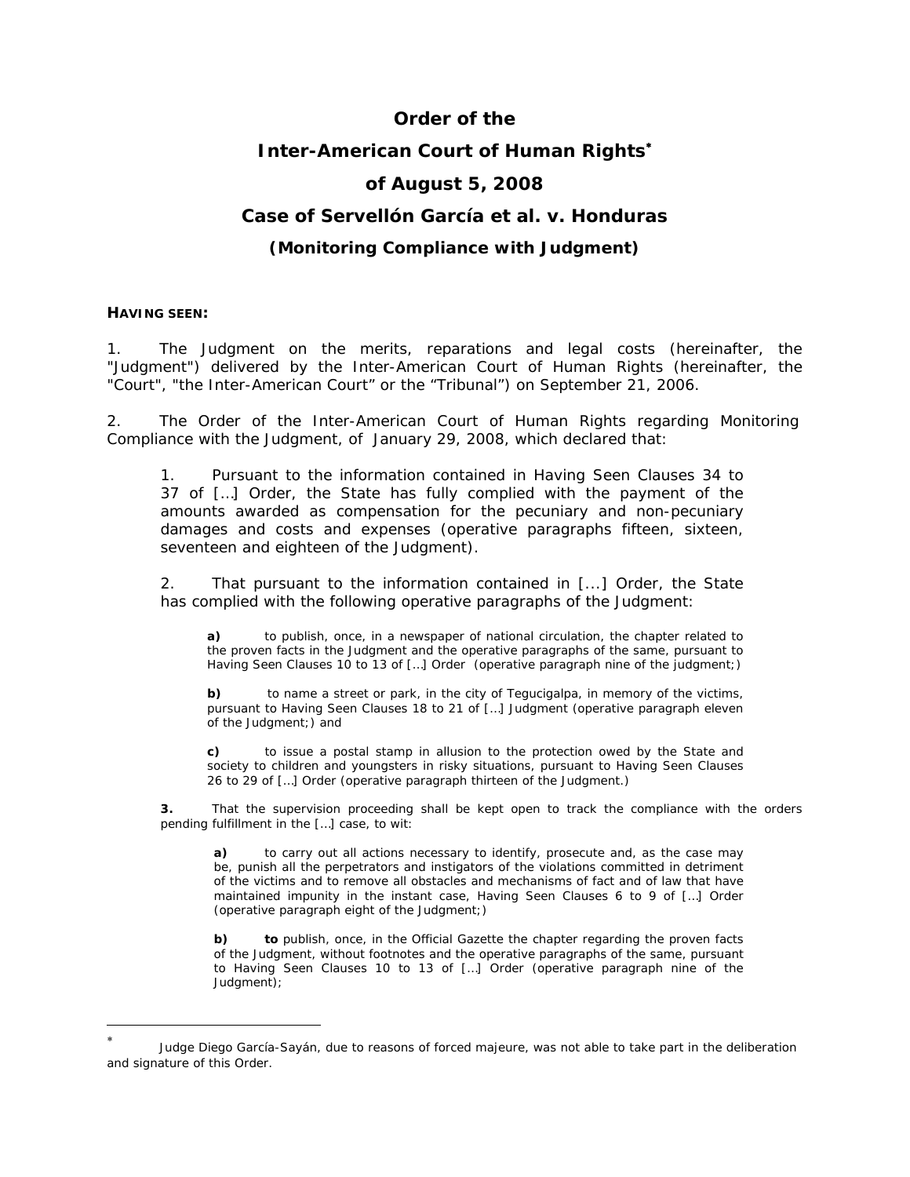# Order of the Inter-American Court of Human Rights[*] of August 5, 2008

## Case of Servellón García et al. v. Honduras

### (Monitoring Compliance with Judgment)

**HAVING SEEN:**

1. The Judgment on the merits, reparations and legal costs (hereinafter, the "Judgment") delivered by the Inter-American Court of Human Rights (hereinafter, the "Court", "the Inter-American Court" or the "Tribunal") on September 21, 2006.

2. The Order of the Inter-American Court of Human Rights regarding Monitoring Compliance with the Judgment, of January 29, 2008, which declared that:

> 1. Pursuant to the information contained in Having Seen Clauses 34 to 37 of […] Order, the State has fully complied with the payment of the amounts awarded as compensation for the pecuniary and non-pecuniary damages and costs and expenses (operative paragraphs fifteen, sixteen, seventeen and eighteen of the Judgment).
>
> 2. That pursuant to the information contained in [...] Order, the State has complied with the following operative paragraphs of the Judgment:
>
> > **a)** to publish, once, in a newspaper of national circulation, the chapter related to the proven facts in the Judgment and the operative paragraphs of the same, pursuant to Having Seen Clauses 10 to 13 of […] Order (operative paragraph nine of the judgment;)
> >
> > **b)** to name a street or park, in the city of Tegucigalpa, in memory of the victims, pursuant to Having Seen Clauses 18 to 21 of […] Judgment (operative paragraph eleven of the Judgment;) and
> >
> > **c)** to issue a postal stamp in allusion to the protection owed by the State and society to children and youngsters in risky situations, pursuant to Having Seen Clauses 26 to 29 of […] Order (operative paragraph thirteen of the Judgment.)
>
> **3.** That the supervision proceeding shall be kept open to track the compliance with the orders pending fulfillment in the […] case, to wit:
>
> > **a)** to carry out all actions necessary to identify, prosecute and, as the case may be, punish all the perpetrators and instigators of the violations committed in detriment of the victims and to remove all obstacles and mechanisms of fact and of law that have maintained impunity in the instant case, Having Seen Clauses 6 to 9 of […] Order (operative paragraph eight of the Judgment;)
> >
> > **b)** **to** publish, once, in the Official Gazette the chapter regarding the proven facts of the Judgment, without footnotes and the operative paragraphs of the same, pursuant to Having Seen Clauses 10 to 13 of […] Order (operative paragraph nine of the Judgment);

---

[*] Judge Diego García-Sayán, due to reasons of forced majeure, was not able to take part in the deliberation and signature of this Order.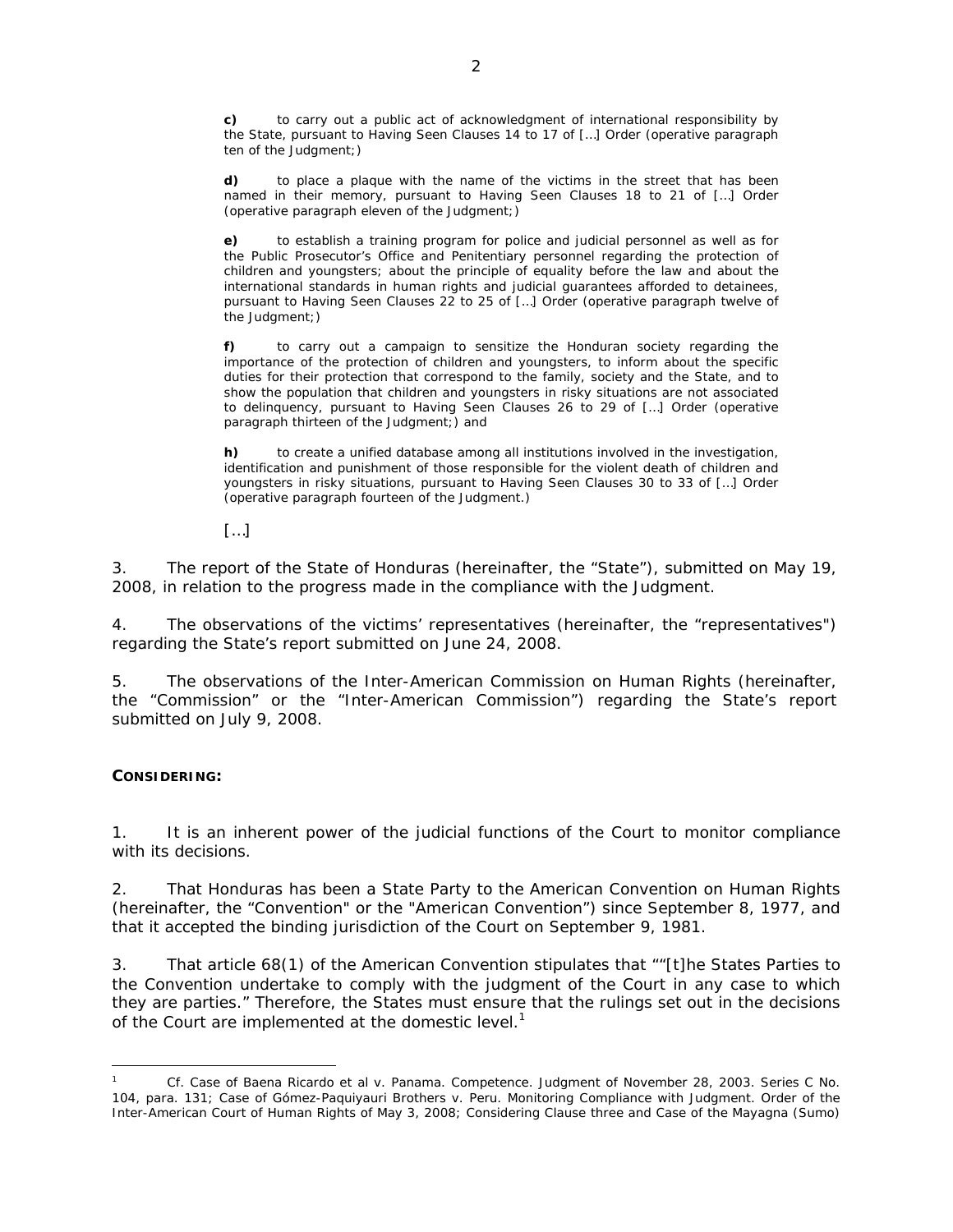> **c)** to carry out a public act of acknowledgment of international responsibility by the State, pursuant to Having Seen Clauses 14 to 17 of […] Order (operative paragraph ten of the Judgment;)
>
> **d)** to place a plaque with the name of the victims in the street that has been named in their memory, pursuant to Having Seen Clauses 18 to 21 of […] Order (operative paragraph eleven of the Judgment;)
>
> **e)** to establish a training program for police and judicial personnel as well as for the Public Prosecutor's Office and Penitentiary personnel regarding the protection of children and youngsters; about the principle of equality before the law and about the international standards in human rights and judicial guarantees afforded to detainees, pursuant to Having Seen Clauses 22 to 25 of […] Order (operative paragraph twelve of the Judgment;)
>
> **f)** to carry out a campaign to sensitize the Honduran society regarding the importance of the protection of children and youngsters, to inform about the specific duties for their protection that correspond to the family, society and the State, and to show the population that children and youngsters in risky situations are not associated to delinquency, pursuant to Having Seen Clauses 26 to 29 of […] Order (operative paragraph thirteen of the Judgment;) and
>
> **h)** to create a unified database among all institutions involved in the investigation, identification and punishment of those responsible for the violent death of children and youngsters in risky situations, pursuant to Having Seen Clauses 30 to 33 of […] Order (operative paragraph fourteen of the Judgment.)
>
> […]

3. The report of the State of Honduras (hereinafter, the "State"), submitted on May 19, 2008, in relation to the progress made in the compliance with the Judgment.

4. The observations of the victims' representatives (hereinafter, the "representatives") regarding the State's report submitted on June 24, 2008.

5. The observations of the Inter-American Commission on Human Rights (hereinafter, the "Commission" or the "Inter-American Commission") regarding the State's report submitted on July 9, 2008.

**CONSIDERING:**

1. It is an inherent power of the judicial functions of the Court to monitor compliance with its decisions.

2. That Honduras has been a State Party to the American Convention on Human Rights (hereinafter, the "Convention" or the "American Convention") since September 8, 1977, and that it accepted the binding jurisdiction of the Court on September 9, 1981.

3. That article 68(1) of the American Convention stipulates that ""[t]he States Parties to the Convention undertake to comply with the judgment of the Court in any case to which they are parties." Therefore, the States must ensure that the rulings set out in the decisions of the Court are implemented at the domestic level.[1]

---

[1] *Cf. Case of Baena Ricardo et al v. Panama. Competence.* Judgment of November 28, 2003. Series C No. 104, para. 131; *Case of Gómez-Paquiyauri Brothers v. Peru. Monitoring Compliance with Judgment.* Order of the Inter-American Court of Human Rights of May 3, 2008; Considering Clause three and *Case of the Mayagna (Sumo)*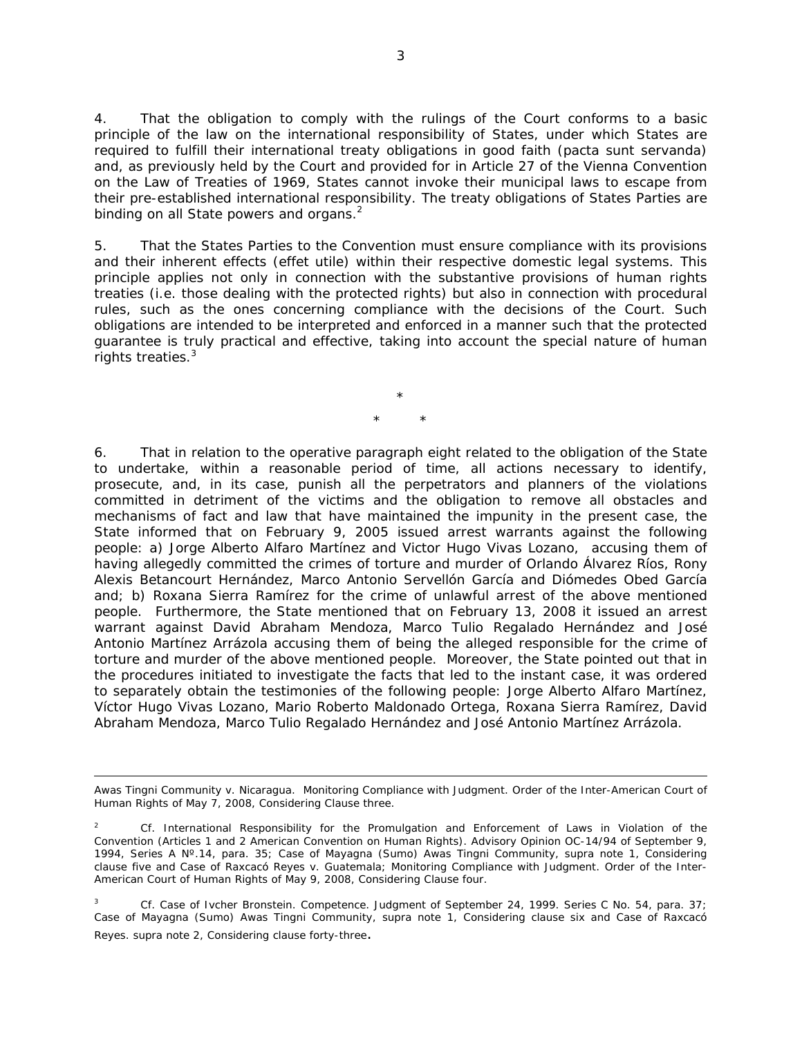4. That the obligation to comply with the rulings of the Court conforms to a basic principle of the law on the international responsibility of States, under which States are required to fulfill their international treaty obligations in good faith (*pacta sunt servanda*) and, as previously held by the Court and provided for in Article 27 of the Vienna Convention on the Law of Treaties of 1969, States cannot invoke their municipal laws to escape from their pre-established international responsibility. The treaty obligations of States Parties are binding on all State powers and organs.[2]

5. That the States Parties to the Convention must ensure compliance with its provisions and their inherent effects (*effet utile*) within their respective domestic legal systems. This principle applies not only in connection with the substantive provisions of human rights treaties (i.e. those dealing with the protected rights) but also in connection with procedural rules, such as the ones concerning compliance with the decisions of the Court. Such obligations are intended to be interpreted and enforced in a manner such that the protected guarantee is truly practical and effective, taking into account the special nature of human rights treaties.[3]

\*

\* \*

6. That in relation to the operative paragraph eight related to the obligation of the State to undertake, within a reasonable period of time, all actions necessary to identify, prosecute, and, in its case, punish all the perpetrators and planners of the violations committed in detriment of the victims and the obligation to remove all obstacles and mechanisms of fact and law that have maintained the impunity in the present case, the State informed that on February 9, 2005 issued arrest warrants against the following people: a) Jorge Alberto Alfaro Martínez and Victor Hugo Vivas Lozano, accusing them of having allegedly committed the crimes of torture and murder of Orlando Álvarez Ríos, Rony Alexis Betancourt Hernández, Marco Antonio Servellón García and Diómedes Obed García and; b) Roxana Sierra Ramírez for the crime of unlawful arrest of the above mentioned people. Furthermore, the State mentioned that on February 13, 2008 it issued an arrest warrant against David Abraham Mendoza, Marco Tulio Regalado Hernández and José Antonio Martínez Arrázola accusing them of being the alleged responsible for the crime of torture and murder of the above mentioned people. Moreover, the State pointed out that in the procedures initiated to investigate the facts that led to the instant case, it was ordered to separately obtain the testimonies of the following people: Jorge Alberto Alfaro Martínez, Víctor Hugo Vivas Lozano, Mario Roberto Maldonado Ortega, Roxana Sierra Ramírez, David Abraham Mendoza, Marco Tulio Regalado Hernández and José Antonio Martínez Arrázola.

---

Awas Tingni Community v. Nicaragua. Monitoring Compliance with Judgment. Order of the Inter-American Court of Human Rights of May 7, 2008, Considering Clause three.

[2] Cf. International Responsibility for the Promulgation and Enforcement of Laws in Violation of the Convention (Articles 1 and 2 American Convention on Human Rights). Advisory Opinion OC-14/94 of September 9, 1994, Series A Nº.14, para. 35; Case of Mayagna (Sumo) Awas Tingni Community, supra note 1, Considering clause five and Case of Raxcacó Reyes v. Guatemala; Monitoring Compliance with Judgment. Order of the Inter-American Court of Human Rights of May 9, 2008, Considering Clause four.

[3] Cf. Case of Ivcher Bronstein. Competence. Judgment of September 24, 1999. Series C No. 54, para. 37; Case of Mayagna (Sumo) Awas Tingni Community, supra note 1, Considering clause six and Case of Raxcacó Reyes. supra note 2, Considering clause forty-three.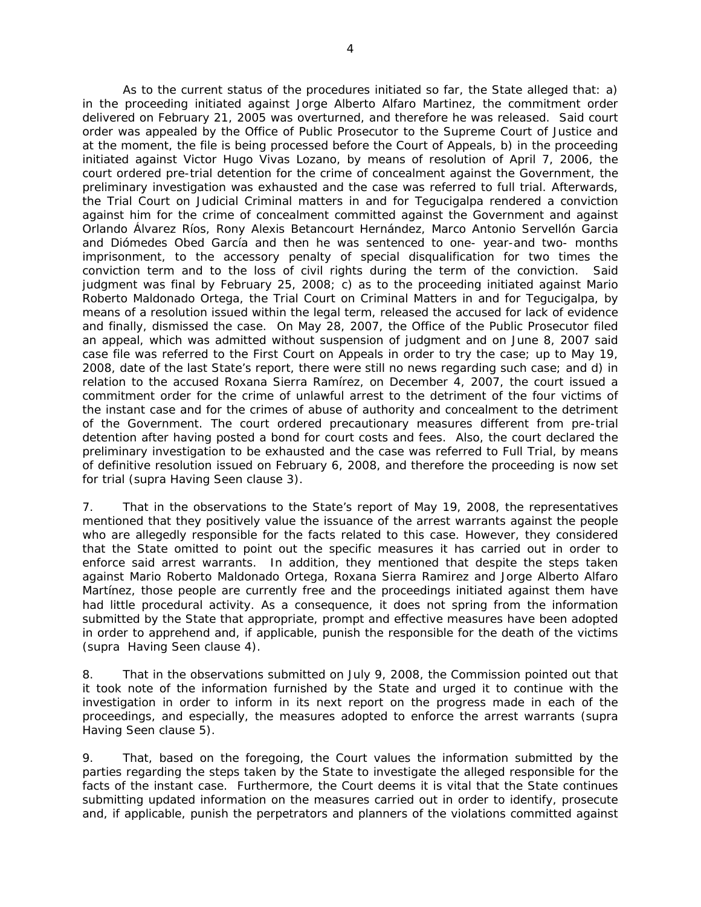As to the current status of the procedures initiated so far, the State alleged that: a) in the proceeding initiated against Jorge Alberto Alfaro Martinez, the commitment order delivered on February 21, 2005 was overturned, and therefore he was released. Said court order was appealed by the Office of Public Prosecutor to the Supreme Court of Justice and at the moment, the file is being processed before the Court of Appeals, b) in the proceeding initiated against Victor Hugo Vivas Lozano, by means of resolution of April 7, 2006, the court ordered pre-trial detention for the crime of concealment against the Government, the preliminary investigation was exhausted and the case was referred to full trial. Afterwards, the Trial Court on Judicial Criminal matters in and for Tegucigalpa rendered a conviction against him for the crime of concealment committed against the Government and against Orlando Álvarez Ríos, Rony Alexis Betancourt Hernández, Marco Antonio Servellón Garcia and Diómedes Obed García and then he was sentenced to one- year-and two- months imprisonment, to the accessory penalty of special disqualification for two times the conviction term and to the loss of civil rights during the term of the conviction. Said judgment was final by February 25, 2008; c) as to the proceeding initiated against Mario Roberto Maldonado Ortega, the Trial Court on Criminal Matters in and for Tegucigalpa, by means of a resolution issued within the legal term, released the accused for lack of evidence and finally, dismissed the case. On May 28, 2007, the Office of the Public Prosecutor filed an appeal, which was admitted without suspension of judgment and on June 8, 2007 said case file was referred to the First Court on Appeals in order to try the case; up to May 19, 2008, date of the last State's report, there were still no news regarding such case; and d) in relation to the accused Roxana Sierra Ramírez, on December 4, 2007, the court issued a commitment order for the crime of unlawful arrest to the detriment of the four victims of the instant case and for the crimes of abuse of authority and concealment to the detriment of the Government. The court ordered precautionary measures different from pre-trial detention after having posted a bond for court costs and fees. Also, the court declared the preliminary investigation to be exhausted and the case was referred to Full Trial, by means of definitive resolution issued on February 6, 2008, and therefore the proceeding is now set for trial (supra Having Seen clause 3).

7. That in the observations to the State's report of May 19, 2008, the representatives mentioned that they positively value the issuance of the arrest warrants against the people who are allegedly responsible for the facts related to this case. However, they considered that the State omitted to point out the specific measures it has carried out in order to enforce said arrest warrants. In addition, they mentioned that despite the steps taken against Mario Roberto Maldonado Ortega, Roxana Sierra Ramirez and Jorge Alberto Alfaro Martínez, those people are currently free and the proceedings initiated against them have had little procedural activity. As a consequence, it does not spring from the information submitted by the State that appropriate, prompt and effective measures have been adopted in order to apprehend and, if applicable, punish the responsible for the death of the victims (supra Having Seen clause 4).

8. That in the observations submitted on July 9, 2008, the Commission pointed out that it took note of the information furnished by the State and urged it to continue with the investigation in order to inform in its next report on the progress made in each of the proceedings, and especially, the measures adopted to enforce the arrest warrants (supra Having Seen clause 5).

9. That, based on the foregoing, the Court values the information submitted by the parties regarding the steps taken by the State to investigate the alleged responsible for the facts of the instant case. Furthermore, the Court deems it is vital that the State continues submitting updated information on the measures carried out in order to identify, prosecute and, if applicable, punish the perpetrators and planners of the violations committed against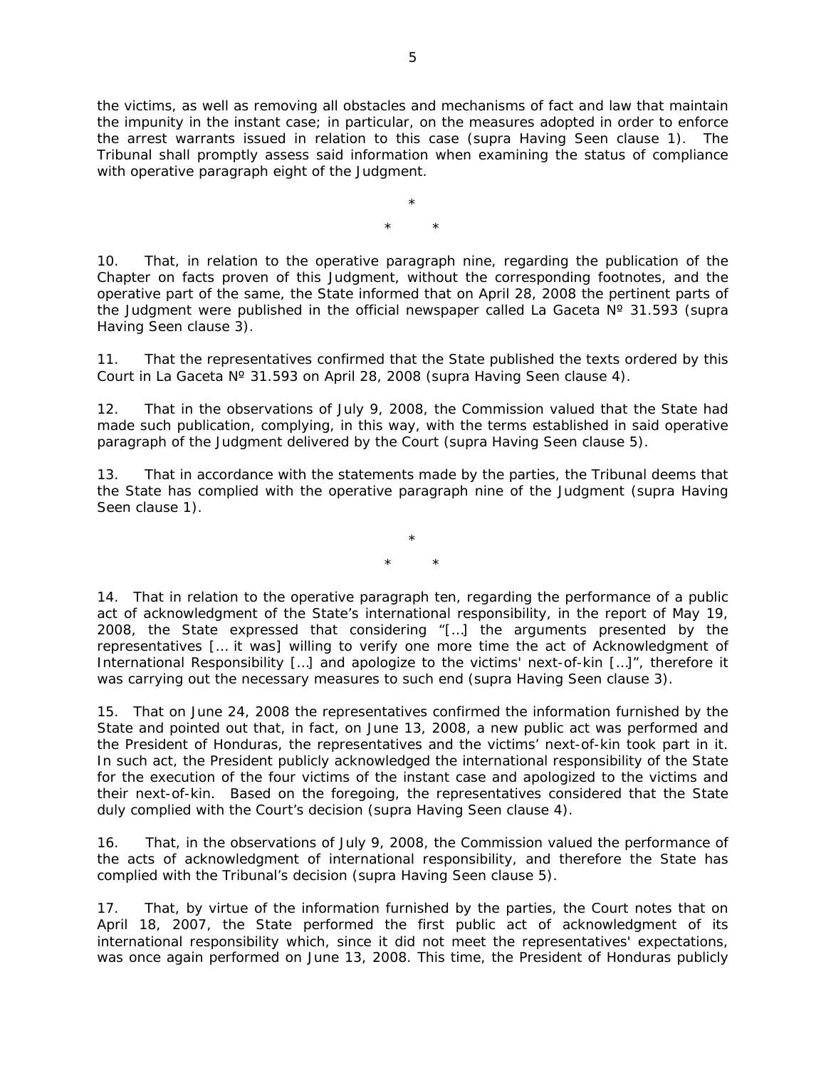the victims, as well as removing all obstacles and mechanisms of fact and law that maintain the impunity in the instant case; in particular, on the measures adopted in order to enforce the arrest warrants issued in relation to this case (supra Having Seen clause 1). The Tribunal shall promptly assess said information when examining the status of compliance with operative paragraph eight of the Judgment.

*

\* *

10. That, in relation to the operative paragraph nine, regarding the publication of the Chapter on facts proven of this Judgment, without the corresponding footnotes, and the operative part of the same, the State informed that on April 28, 2008 the pertinent parts of the Judgment were published in the official newspaper called La Gaceta Nº 31.593 (supra Having Seen clause 3).

11. That the representatives confirmed that the State published the texts ordered by this Court in La Gaceta Nº 31.593 on April 28, 2008 (supra Having Seen clause 4).

12. That in the observations of July 9, 2008, the Commission valued that the State had made such publication, complying, in this way, with the terms established in said operative paragraph of the Judgment delivered by the Court (supra Having Seen clause 5).

13. That in accordance with the statements made by the parties, the Tribunal deems that the State has complied with the operative paragraph nine of the Judgment (supra Having Seen clause 1).

*

\* *

14. That in relation to the operative paragraph ten, regarding the performance of a public act of acknowledgment of the State's international responsibility, in the report of May 19, 2008, the State expressed that considering "[…] the arguments presented by the representatives [… it was] willing to verify one more time the act of Acknowledgment of International Responsibility […] and apologize to the victims' next-of-kin […]", therefore it was carrying out the necessary measures to such end (supra Having Seen clause 3).

15. That on June 24, 2008 the representatives confirmed the information furnished by the State and pointed out that, in fact, on June 13, 2008, a new public act was performed and the President of Honduras, the representatives and the victims' next-of-kin took part in it. In such act, the President publicly acknowledged the international responsibility of the State for the execution of the four victims of the instant case and apologized to the victims and their next-of-kin. Based on the foregoing, the representatives considered that the State duly complied with the Court's decision (supra Having Seen clause 4).

16. That, in the observations of July 9, 2008, the Commission valued the performance of the acts of acknowledgment of international responsibility, and therefore the State has complied with the Tribunal's decision (supra Having Seen clause 5).

17. That, by virtue of the information furnished by the parties, the Court notes that on April 18, 2007, the State performed the first public act of acknowledgment of its international responsibility which, since it did not meet the representatives' expectations, was once again performed on June 13, 2008. This time, the President of Honduras publicly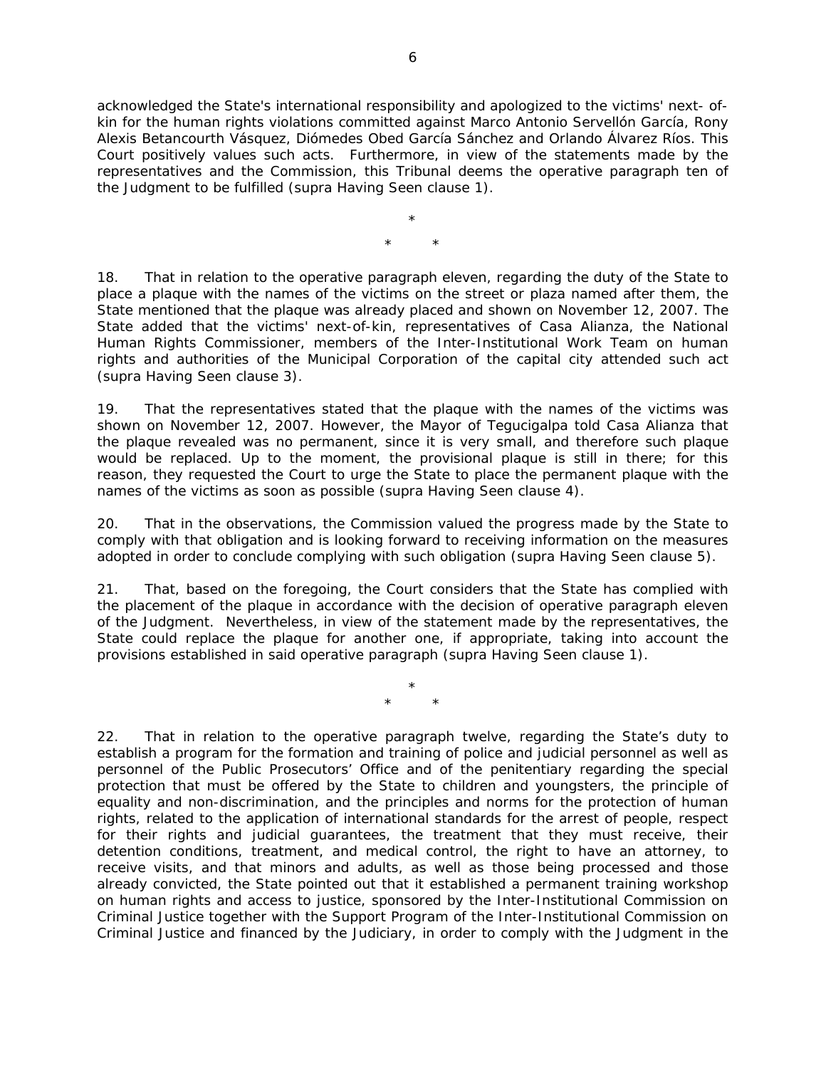acknowledged the State's international responsibility and apologized to the victims' next- of-kin for the human rights violations committed against Marco Antonio Servellón García, Rony Alexis Betancourth Vásquez, Diómedes Obed García Sánchez and Orlando Álvarez Ríos. This Court positively values such acts. Furthermore, in view of the statements made by the representatives and the Commission, this Tribunal deems the operative paragraph ten of the Judgment to be fulfilled (supra Having Seen clause 1).

*

\* \*

18. That in relation to the operative paragraph eleven, regarding the duty of the State to place a plaque with the names of the victims on the street or plaza named after them, the State mentioned that the plaque was already placed and shown on November 12, 2007. The State added that the victims' next-of-kin, representatives of Casa Alianza, the National Human Rights Commissioner, members of the Inter-Institutional Work Team on human rights and authorities of the Municipal Corporation of the capital city attended such act (supra Having Seen clause 3).

19. That the representatives stated that the plaque with the names of the victims was shown on November 12, 2007. However, the Mayor of Tegucigalpa told Casa Alianza that the plaque revealed was no permanent, since it is very small, and therefore such plaque would be replaced. Up to the moment, the provisional plaque is still in there; for this reason, they requested the Court to urge the State to place the permanent plaque with the names of the victims as soon as possible (supra Having Seen clause 4).

20. That in the observations, the Commission valued the progress made by the State to comply with that obligation and is looking forward to receiving information on the measures adopted in order to conclude complying with such obligation (supra Having Seen clause 5).

21. That, based on the foregoing, the Court considers that the State has complied with the placement of the plaque in accordance with the decision of operative paragraph eleven of the Judgment. Nevertheless, in view of the statement made by the representatives, the State could replace the plaque for another one, if appropriate, taking into account the provisions established in said operative paragraph (supra Having Seen clause 1).

*

\* \*

22. That in relation to the operative paragraph twelve, regarding the State's duty to establish a program for the formation and training of police and judicial personnel as well as personnel of the Public Prosecutors' Office and of the penitentiary regarding the special protection that must be offered by the State to children and youngsters, the principle of equality and non-discrimination, and the principles and norms for the protection of human rights, related to the application of international standards for the arrest of people, respect for their rights and judicial guarantees, the treatment that they must receive, their detention conditions, treatment, and medical control, the right to have an attorney, to receive visits, and that minors and adults, as well as those being processed and those already convicted, the State pointed out that it established a permanent training workshop on human rights and access to justice, sponsored by the Inter-Institutional Commission on Criminal Justice together with the Support Program of the Inter-Institutional Commission on Criminal Justice and financed by the Judiciary, in order to comply with the Judgment in the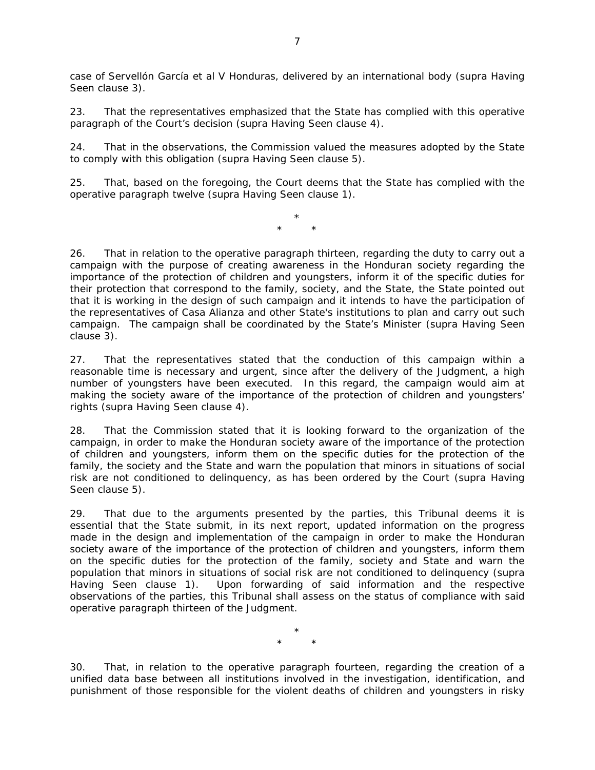case of Servellón García et al V Honduras, delivered by an international body (supra Having Seen clause 3).

23. That the representatives emphasized that the State has complied with this operative paragraph of the Court's decision (supra Having Seen clause 4).

24. That in the observations, the Commission valued the measures adopted by the State to comply with this obligation (supra Having Seen clause 5).

25. That, based on the foregoing, the Court deems that the State has complied with the operative paragraph twelve (supra Having Seen clause 1).

\*
\* \*

26. That in relation to the operative paragraph thirteen, regarding the duty to carry out a campaign with the purpose of creating awareness in the Honduran society regarding the importance of the protection of children and youngsters, inform it of the specific duties for their protection that correspond to the family, society, and the State, the State pointed out that it is working in the design of such campaign and it intends to have the participation of the representatives of Casa Alianza and other State's institutions to plan and carry out such campaign. The campaign shall be coordinated by the State's Minister (supra Having Seen clause 3).

27. That the representatives stated that the conduction of this campaign within a reasonable time is necessary and urgent, since after the delivery of the Judgment, a high number of youngsters have been executed. In this regard, the campaign would aim at making the society aware of the importance of the protection of children and youngsters' rights (supra Having Seen clause 4).

28. That the Commission stated that it is looking forward to the organization of the campaign, in order to make the Honduran society aware of the importance of the protection of children and youngsters, inform them on the specific duties for the protection of the family, the society and the State and warn the population that minors in situations of social risk are not conditioned to delinquency, as has been ordered by the Court (supra Having Seen clause 5).

29. That due to the arguments presented by the parties, this Tribunal deems it is essential that the State submit, in its next report, updated information on the progress made in the design and implementation of the campaign in order to make the Honduran society aware of the importance of the protection of children and youngsters, inform them on the specific duties for the protection of the family, society and State and warn the population that minors in situations of social risk are not conditioned to delinquency (supra Having Seen clause 1). Upon forwarding of said information and the respective observations of the parties, this Tribunal shall assess on the status of compliance with said operative paragraph thirteen of the Judgment.

\*
\* \*

30. That, in relation to the operative paragraph fourteen, regarding the creation of a unified data base between all institutions involved in the investigation, identification, and punishment of those responsible for the violent deaths of children and youngsters in risky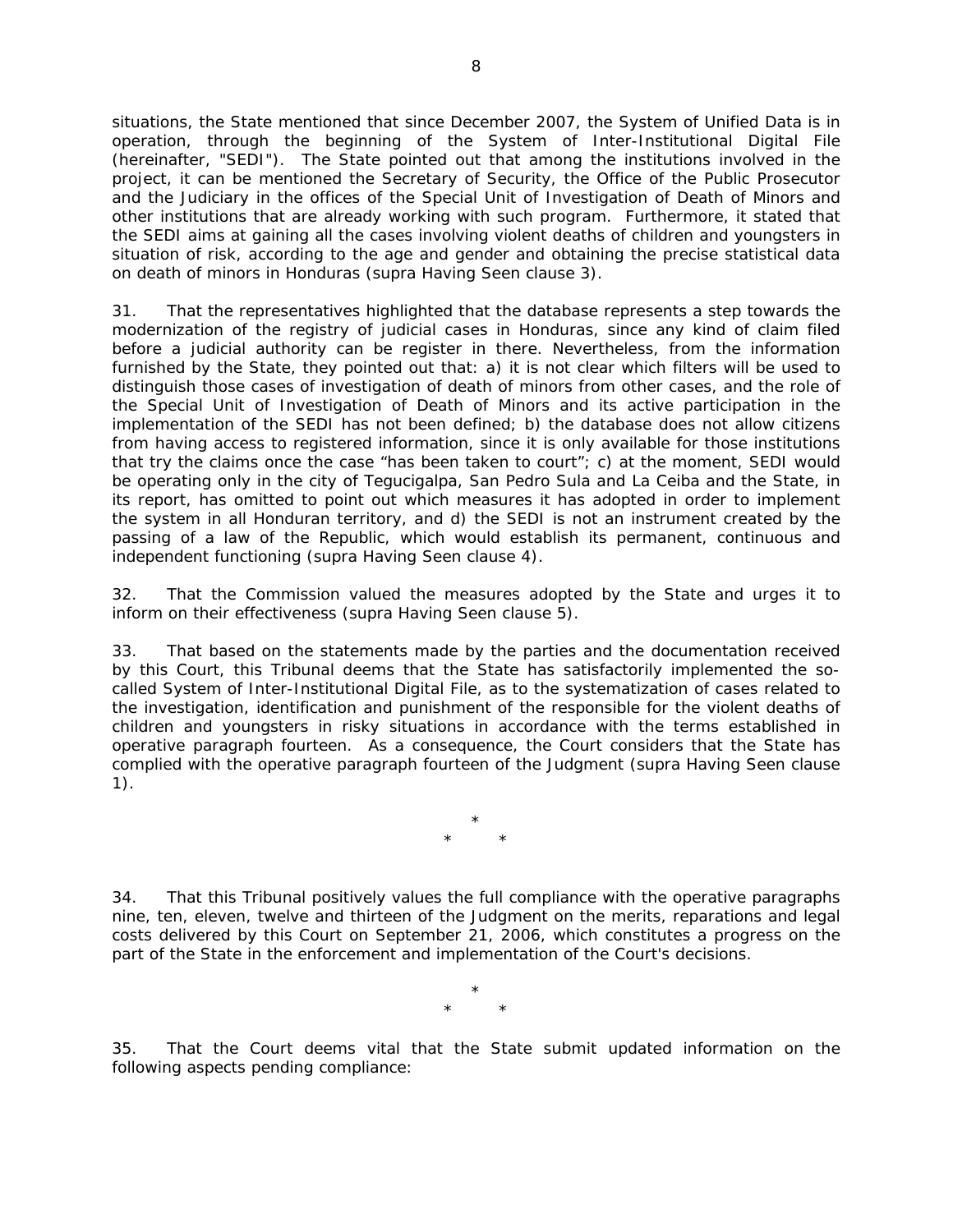situations, the State mentioned that since December 2007, the System of Unified Data is in operation, through the beginning of the System of Inter-Institutional Digital File (hereinafter, "SEDI"). The State pointed out that among the institutions involved in the project, it can be mentioned the Secretary of Security, the Office of the Public Prosecutor and the Judiciary in the offices of the Special Unit of Investigation of Death of Minors and other institutions that are already working with such program. Furthermore, it stated that the SEDI aims at gaining all the cases involving violent deaths of children and youngsters in situation of risk, according to the age and gender and obtaining the precise statistical data on death of minors in Honduras (supra Having Seen clause 3).

31. That the representatives highlighted that the database represents a step towards the modernization of the registry of judicial cases in Honduras, since any kind of claim filed before a judicial authority can be register in there. Nevertheless, from the information furnished by the State, they pointed out that: a) it is not clear which filters will be used to distinguish those cases of investigation of death of minors from other cases, and the role of the Special Unit of Investigation of Death of Minors and its active participation in the implementation of the SEDI has not been defined; b) the database does not allow citizens from having access to registered information, since it is only available for those institutions that try the claims once the case "has been taken to court"; c) at the moment, SEDI would be operating only in the city of Tegucigalpa, San Pedro Sula and La Ceiba and the State, in its report, has omitted to point out which measures it has adopted in order to implement the system in all Honduran territory, and d) the SEDI is not an instrument created by the passing of a law of the Republic, which would establish its permanent, continuous and independent functioning (supra Having Seen clause 4).

32. That the Commission valued the measures adopted by the State and urges it to inform on their effectiveness (supra Having Seen clause 5).

33. That based on the statements made by the parties and the documentation received by this Court, this Tribunal deems that the State has satisfactorily implemented the so-called System of Inter-Institutional Digital File, as to the systematization of cases related to the investigation, identification and punishment of the responsible for the violent deaths of children and youngsters in risky situations in accordance with the terms established in operative paragraph fourteen. As a consequence, the Court considers that the State has complied with the operative paragraph fourteen of the Judgment (supra Having Seen clause 1).

*
*   *

34. That this Tribunal positively values the full compliance with the operative paragraphs nine, ten, eleven, twelve and thirteen of the Judgment on the merits, reparations and legal costs delivered by this Court on September 21, 2006, which constitutes a progress on the part of the State in the enforcement and implementation of the Court's decisions.

*
*   *

35. That the Court deems vital that the State submit updated information on the following aspects pending compliance: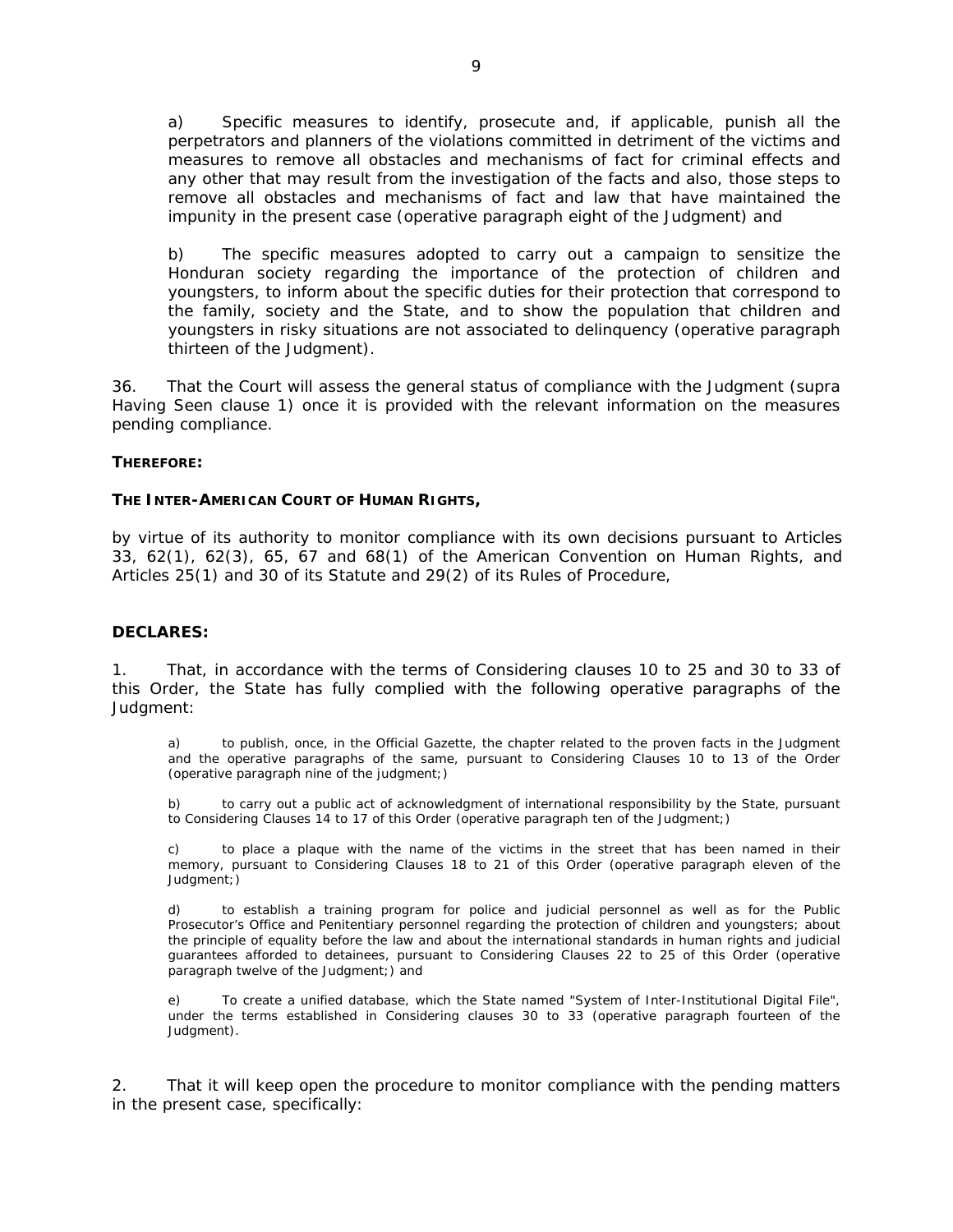a) Specific measures to identify, prosecute and, if applicable, punish all the perpetrators and planners of the violations committed in detriment of the victims and measures to remove all obstacles and mechanisms of fact for criminal effects and any other that may result from the investigation of the facts and also, those steps to remove all obstacles and mechanisms of fact and law that have maintained the impunity in the present case (operative paragraph eight of the Judgment) and

b) The specific measures adopted to carry out a campaign to sensitize the Honduran society regarding the importance of the protection of children and youngsters, to inform about the specific duties for their protection that correspond to the family, society and the State, and to show the population that children and youngsters in risky situations are not associated to delinquency (operative paragraph thirteen of the Judgment).

36. That the Court will assess the general status of compliance with the Judgment (supra Having Seen clause 1) once it is provided with the relevant information on the measures pending compliance.

**THEREFORE:**

**THE INTER-AMERICAN COURT OF HUMAN RIGHTS,**

by virtue of its authority to monitor compliance with its own decisions pursuant to Articles 33, 62(1), 62(3), 65, 67 and 68(1) of the American Convention on Human Rights, and Articles 25(1) and 30 of its Statute and 29(2) of its Rules of Procedure,

**DECLARES:**

1. That, in accordance with the terms of Considering clauses 10 to 25 and 30 to 33 of this Order, the State has fully complied with the following operative paragraphs of the Judgment:

a) to publish, once, in the Official Gazette, the chapter related to the proven facts in the Judgment and the operative paragraphs of the same, pursuant to Considering Clauses 10 to 13 of the Order (operative paragraph nine of the judgment;)

b) to carry out a public act of acknowledgment of international responsibility by the State, pursuant to Considering Clauses 14 to 17 of this Order (operative paragraph ten of the Judgment;)

c) to place a plaque with the name of the victims in the street that has been named in their memory, pursuant to Considering Clauses 18 to 21 of this Order (operative paragraph eleven of the Judgment;)

d) to establish a training program for police and judicial personnel as well as for the Public Prosecutor's Office and Penitentiary personnel regarding the protection of children and youngsters; about the principle of equality before the law and about the international standards in human rights and judicial guarantees afforded to detainees, pursuant to Considering Clauses 22 to 25 of this Order (operative paragraph twelve of the Judgment;) and

e) To create a unified database, which the State named "System of Inter-Institutional Digital File", under the terms established in Considering clauses 30 to 33 (operative paragraph fourteen of the Judgment).

2. That it will keep open the procedure to monitor compliance with the pending matters in the present case, specifically: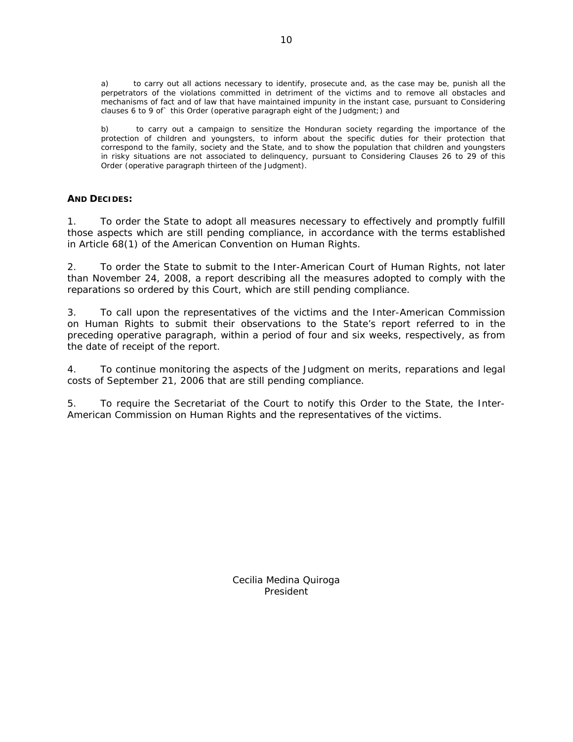a) to carry out all actions necessary to identify, prosecute and, as the case may be, punish all the perpetrators of the violations committed in detriment of the victims and to remove all obstacles and mechanisms of fact and of law that have maintained impunity in the instant case, pursuant to Considering clauses 6 to 9 of` this Order (operative paragraph eight of the Judgment;) and

b) to carry out a campaign to sensitize the Honduran society regarding the importance of the protection of children and youngsters, to inform about the specific duties for their protection that correspond to the family, society and the State, and to show the population that children and youngsters in risky situations are not associated to delinquency, pursuant to Considering Clauses 26 to 29 of this Order (operative paragraph thirteen of the Judgment).

**AND DECIDES:**

1. To order the State to adopt all measures necessary to effectively and promptly fulfill those aspects which are still pending compliance, in accordance with the terms established in Article 68(1) of the American Convention on Human Rights.

2. To order the State to submit to the Inter-American Court of Human Rights, not later than November 24, 2008, a report describing all the measures adopted to comply with the reparations so ordered by this Court, which are still pending compliance.

3. To call upon the representatives of the victims and the Inter-American Commission on Human Rights to submit their observations to the State's report referred to in the preceding operative paragraph, within a period of four and six weeks, respectively, as from the date of receipt of the report.

4. To continue monitoring the aspects of the Judgment on merits, reparations and legal costs of September 21, 2006 that are still pending compliance.

5. To require the Secretariat of the Court to notify this Order to the State, the Inter-American Commission on Human Rights and the representatives of the victims.

Cecilia Medina Quiroga
President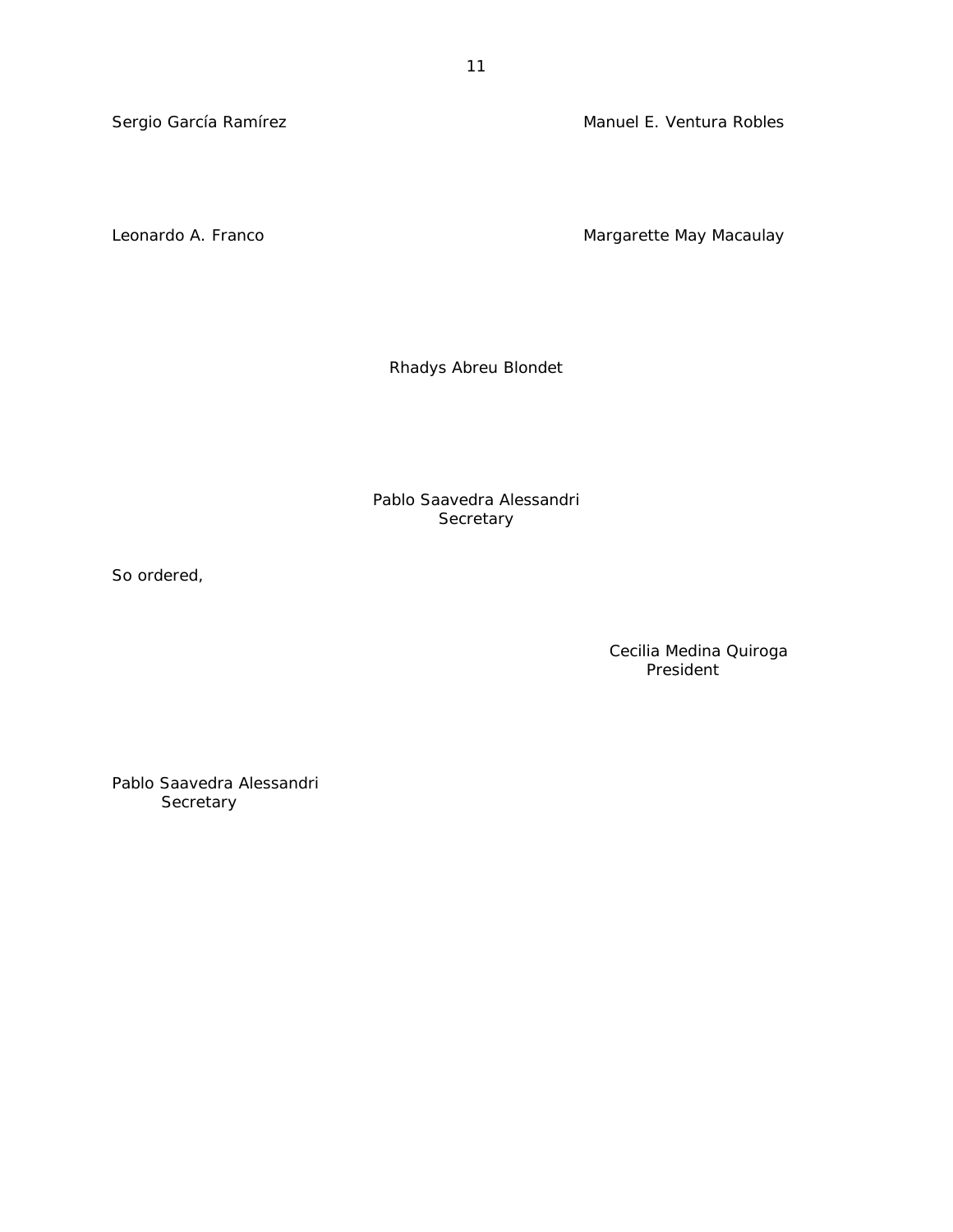Sergio García Ramírez — Manuel E. Ventura Robles

Leonardo A. Franco — Margarette May Macaulay

Rhadys Abreu Blondet

Pablo Saavedra Alessandri
Secretary

So ordered,

Cecilia Medina Quiroga
President

Pablo Saavedra Alessandri
Secretary